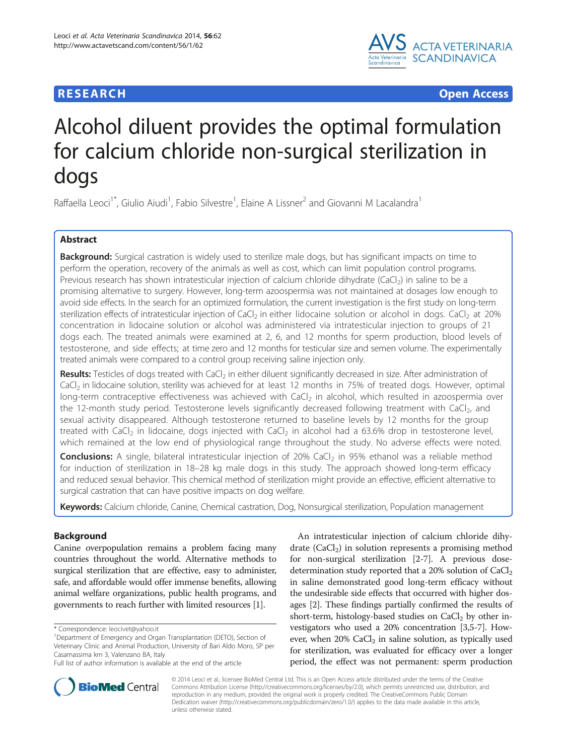RESEARCH Open Access

# Alcohol diluent provides the optimal formulation for calcium chloride non-surgical sterilization in dogs

Raffaella Leoci[1*], Giulio Aiudi[1], Fabio Silvestre[1], Elaine A Lissner[2] and Giovanni M Lacalandra[1]

## Abstract

**Background:** Surgical castration is widely used to sterilize male dogs, but has significant impacts on time to perform the operation, recovery of the animals as well as cost, which can limit population control programs. Previous research has shown intratesticular injection of calcium chloride dihydrate ($CaCl_2$) in saline to be a promising alternative to surgery. However, long-term azoospermia was not maintained at dosages low enough to avoid side effects. In the search for an optimized formulation, the current investigation is the first study on long-term sterilization effects of intratesticular injection of $CaCl_2$ in either lidocaine solution or alcohol in dogs. $CaCl_2$ at 20% concentration in lidocaine solution or alcohol was administered via intratesticular injection to groups of 21 dogs each. The treated animals were examined at 2, 6, and 12 months for sperm production, blood levels of testosterone, and side effects; at time zero and 12 months for testicular size and semen volume. The experimentally treated animals were compared to a control group receiving saline injection only.

**Results:** Testicles of dogs treated with $CaCl_2$ in either diluent significantly decreased in size. After administration of $CaCl_2$ in lidocaine solution, sterility was achieved for at least 12 months in 75% of treated dogs. However, optimal long-term contraceptive effectiveness was achieved with $CaCl_2$ in alcohol, which resulted in azoospermia over the 12-month study period. Testosterone levels significantly decreased following treatment with $CaCl_2$, and sexual activity disappeared. Although testosterone returned to baseline levels by 12 months for the group treated with $CaCl_2$ in lidocaine, dogs injected with $CaCl_2$ in alcohol had a 63.6% drop in testosterone level, which remained at the low end of physiological range throughout the study. No adverse effects were noted.

**Conclusions:** A single, bilateral intratesticular injection of 20% $CaCl_2$ in 95% ethanol was a reliable method for induction of sterilization in 18–28 kg male dogs in this study. The approach showed long-term efficacy and reduced sexual behavior. This chemical method of sterilization might provide an effective, efficient alternative to surgical castration that can have positive impacts on dog welfare.

**Keywords:** Calcium chloride, Canine, Chemical castration, Dog, Nonsurgical sterilization, Population management

## Background

Canine overpopulation remains a problem facing many countries throughout the world. Alternative methods to surgical sterilization that are effective, easy to administer, safe, and affordable would offer immense benefits, allowing animal welfare organizations, public health programs, and governments to reach further with limited resources [1].

An intratesticular injection of calcium chloride dihydrate ($CaCl_2$) in solution represents a promising method for non-surgical sterilization [2-7]. A previous dose-determination study reported that a 20% solution of $CaCl_2$ in saline demonstrated good long-term efficacy without the undesirable side effects that occurred with higher dosages [2]. These findings partially confirmed the results of short-term, histology-based studies on $CaCl_2$ by other investigators who used a 20% concentration [3,5-7]. However, when 20% $CaCl_2$ in saline solution, as typically used for sterilization, was evaluated for efficacy over a longer period, the effect was not permanent: sperm production

\* Correspondence: leocivet@yahoo.it

[1]Department of Emergency and Organ Transplantation (DETO), Section of Veterinary Clinic and Animal Production, University of Bari Aldo Moro, SP per Casamassima km 3, Valenzano BA, Italy

Full list of author information is available at the end of the article

© 2014 Leoci et al.; licensee BioMed Central Ltd. This is an Open Access article distributed under the terms of the Creative Commons Attribution License (http://creativecommons.org/licenses/by/2.0), which permits unrestricted use, distribution, and reproduction in any medium, provided the original work is properly credited. The Creative Commons Public Domain Dedication waiver (http://creativecommons.org/publicdomain/zero/1.0/) applies to the data made available in this article, unless otherwise stated.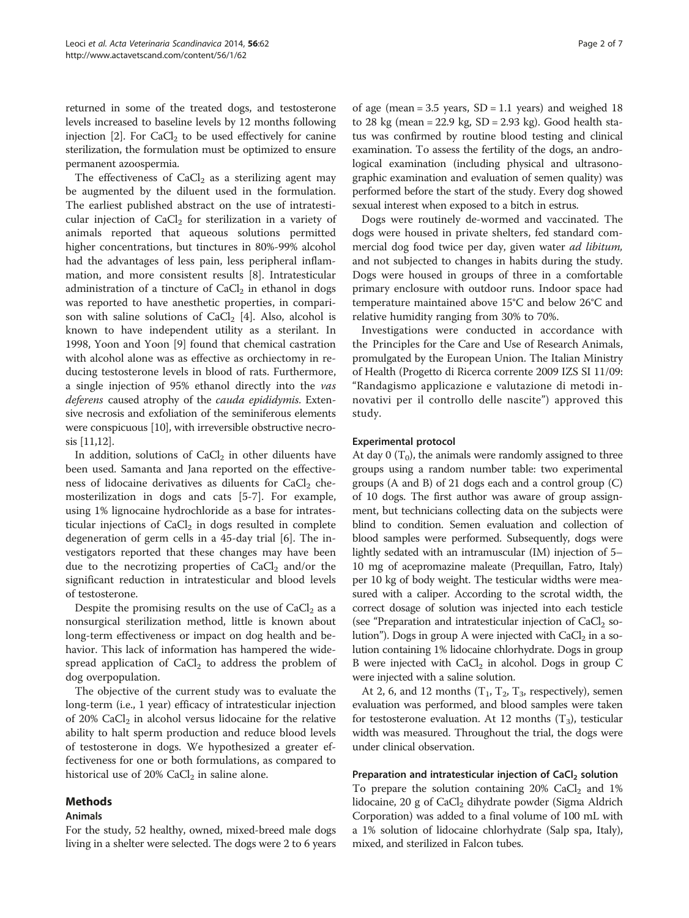returned in some of the treated dogs, and testosterone levels increased to baseline levels by 12 months following injection [2]. For $CaCl_2$ to be used effectively for canine sterilization, the formulation must be optimized to ensure permanent azoospermia.

The effectiveness of $CaCl_2$ as a sterilizing agent may be augmented by the diluent used in the formulation. The earliest published abstract on the use of intratesticular injection of $CaCl_2$ for sterilization in a variety of animals reported that aqueous solutions permitted higher concentrations, but tinctures in 80%-99% alcohol had the advantages of less pain, less peripheral inflammation, and more consistent results [8]. Intratesticular administration of a tincture of $CaCl_2$ in ethanol in dogs was reported to have anesthetic properties, in comparison with saline solutions of $CaCl_2$ [4]. Also, alcohol is known to have independent utility as a sterilant. In 1998, Yoon and Yoon [9] found that chemical castration with alcohol alone was as effective as orchiectomy in reducing testosterone levels in blood of rats. Furthermore, a single injection of 95% ethanol directly into the *vas deferens* caused atrophy of the *cauda epididymis*. Extensive necrosis and exfoliation of the seminiferous elements were conspicuous [10], with irreversible obstructive necrosis [11,12].

In addition, solutions of $CaCl_2$ in other diluents have been used. Samanta and Jana reported on the effectiveness of lidocaine derivatives as diluents for $CaCl_2$ chemosterilization in dogs and cats [5-7]. For example, using 1% lignocaine hydrochloride as a base for intratesticular injections of $CaCl_2$ in dogs resulted in complete degeneration of germ cells in a 45-day trial [6]. The investigators reported that these changes may have been due to the necrotizing properties of $CaCl_2$ and/or the significant reduction in intratesticular and blood levels of testosterone.

Despite the promising results on the use of $CaCl_2$ as a nonsurgical sterilization method, little is known about long-term effectiveness or impact on dog health and behavior. This lack of information has hampered the widespread application of $CaCl_2$ to address the problem of dog overpopulation.

The objective of the current study was to evaluate the long-term (i.e., 1 year) efficacy of intratesticular injection of 20% $CaCl_2$ in alcohol versus lidocaine for the relative ability to halt sperm production and reduce blood levels of testosterone in dogs. We hypothesized a greater effectiveness for one or both formulations, as compared to historical use of 20% $CaCl_2$ in saline alone.

## Methods

### Animals

For the study, 52 healthy, owned, mixed-breed male dogs living in a shelter were selected. The dogs were 2 to 6 years of age (mean = 3.5 years, SD = 1.1 years) and weighed 18 to 28 kg (mean = 22.9 kg, SD = 2.93 kg). Good health status was confirmed by routine blood testing and clinical examination. To assess the fertility of the dogs, an andrological examination (including physical and ultrasonographic examination and evaluation of semen quality) was performed before the start of the study. Every dog showed sexual interest when exposed to a bitch in estrus.

Dogs were routinely de-wormed and vaccinated. The dogs were housed in private shelters, fed standard commercial dog food twice per day, given water *ad libitum,* and not subjected to changes in habits during the study. Dogs were housed in groups of three in a comfortable primary enclosure with outdoor runs. Indoor space had temperature maintained above 15°C and below 26°C and relative humidity ranging from 30% to 70%.

Investigations were conducted in accordance with the Principles for the Care and Use of Research Animals, promulgated by the European Union. The Italian Ministry of Health (Progetto di Ricerca corrente 2009 IZS SI 11/09: "Randagismo applicazione e valutazione di metodi innovativi per il controllo delle nascite") approved this study.

### Experimental protocol

At day 0 ($T_0$), the animals were randomly assigned to three groups using a random number table: two experimental groups (A and B) of 21 dogs each and a control group (C) of 10 dogs. The first author was aware of group assignment, but technicians collecting data on the subjects were blind to condition. Semen evaluation and collection of blood samples were performed. Subsequently, dogs were lightly sedated with an intramuscular (IM) injection of 5–10 mg of acepromazine maleate (Prequillan, Fatro, Italy) per 10 kg of body weight. The testicular widths were measured with a caliper. According to the scrotal width, the correct dosage of solution was injected into each testicle (see "Preparation and intratesticular injection of $CaCl_2$ solution"). Dogs in group A were injected with $CaCl_2$ in a solution containing 1% lidocaine chlorhydrate. Dogs in group B were injected with $CaCl_2$ in alcohol. Dogs in group C were injected with a saline solution.

At 2, 6, and 12 months ($T_1$, $T_2$, $T_3$, respectively), semen evaluation was performed, and blood samples were taken for testosterone evaluation. At 12 months ($T_3$), testicular width was measured. Throughout the trial, the dogs were under clinical observation.

### Preparation and intratesticular injection of $CaCl_2$ solution

To prepare the solution containing 20% $CaCl_2$ and 1% lidocaine, 20 g of $CaCl_2$ dihydrate powder (Sigma Aldrich Corporation) was added to a final volume of 100 mL with a 1% solution of lidocaine chlorhydrate (Salp spa, Italy), mixed, and sterilized in Falcon tubes.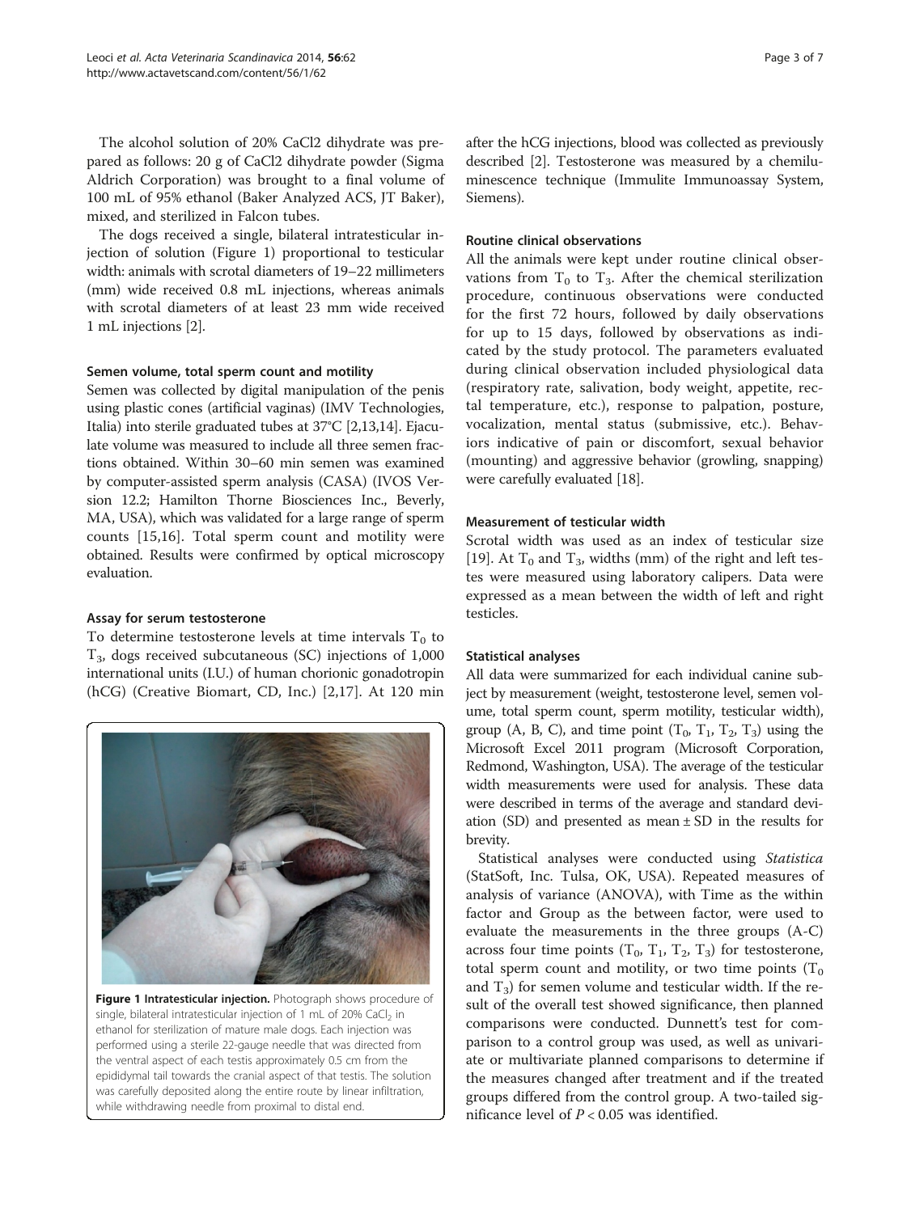The alcohol solution of 20% CaCl2 dihydrate was prepared as follows: 20 g of CaCl2 dihydrate powder (Sigma Aldrich Corporation) was brought to a final volume of 100 mL of 95% ethanol (Baker Analyzed ACS, JT Baker), mixed, and sterilized in Falcon tubes.

The dogs received a single, bilateral intratesticular injection of solution (Figure 1) proportional to testicular width: animals with scrotal diameters of 19–22 millimeters (mm) wide received 0.8 mL injections, whereas animals with scrotal diameters of at least 23 mm wide received 1 mL injections [2].

#### Semen volume, total sperm count and motility

Semen was collected by digital manipulation of the penis using plastic cones (artificial vaginas) (IMV Technologies, Italia) into sterile graduated tubes at 37°C [2,13,14]. Ejaculate volume was measured to include all three semen fractions obtained. Within 30–60 min semen was examined by computer-assisted sperm analysis (CASA) (IVOS Version 12.2; Hamilton Thorne Biosciences Inc., Beverly, MA, USA), which was validated for a large range of sperm counts [15,16]. Total sperm count and motility were obtained. Results were confirmed by optical microscopy evaluation.

#### Assay for serum testosterone

To determine testosterone levels at time intervals $T_0$ to $T_3$, dogs received subcutaneous (SC) injections of 1,000 international units (I.U.) of human chorionic gonadotropin (hCG) (Creative Biomart, CD, Inc.) [2,17]. At 120 min after the hCG injections, blood was collected as previously described [2]. Testosterone was measured by a chemiluminescence technique (Immulite Immunoassay System, Siemens).

**Figure 1 Intratesticular injection.** Photograph shows procedure of single, bilateral intratesticular injection of 1 mL of 20% $CaCl_2$ in ethanol for sterilization of mature male dogs. Each injection was performed using a sterile 22-gauge needle that was directed from the ventral aspect of each testis approximately 0.5 cm from the epididymal tail towards the cranial aspect of that testis. The solution was carefully deposited along the entire route by linear infiltration, while withdrawing needle from proximal to distal end.

#### Routine clinical observations

All the animals were kept under routine clinical observations from $T_0$ to $T_3$. After the chemical sterilization procedure, continuous observations were conducted for the first 72 hours, followed by daily observations for up to 15 days, followed by observations as indicated by the study protocol. The parameters evaluated during clinical observation included physiological data (respiratory rate, salivation, body weight, appetite, rectal temperature, etc.), response to palpation, posture, vocalization, mental status (submissive, etc.). Behaviors indicative of pain or discomfort, sexual behavior (mounting) and aggressive behavior (growling, snapping) were carefully evaluated [18].

#### Measurement of testicular width

Scrotal width was used as an index of testicular size [19]. At $T_0$ and $T_3$, widths (mm) of the right and left testes were measured using laboratory calipers. Data were expressed as a mean between the width of left and right testicles.

#### Statistical analyses

All data were summarized for each individual canine subject by measurement (weight, testosterone level, semen volume, total sperm count, sperm motility, testicular width), group (A, B, C), and time point ($T_0$, $T_1$, $T_2$, $T_3$) using the Microsoft Excel 2011 program (Microsoft Corporation, Redmond, Washington, USA). The average of the testicular width measurements were used for analysis. These data were described in terms of the average and standard deviation (SD) and presented as mean ± SD in the results for brevity.

Statistical analyses were conducted using *Statistica* (StatSoft, Inc. Tulsa, OK, USA). Repeated measures of analysis of variance (ANOVA), with Time as the within factor and Group as the between factor, were used to evaluate the measurements in the three groups (A-C) across four time points ($T_0$, $T_1$, $T_2$, $T_3$) for testosterone, total sperm count and motility, or two time points ($T_0$ and $T_3$) for semen volume and testicular width. If the result of the overall test showed significance, then planned comparisons were conducted. Dunnett's test for comparison to a control group was used, as well as univariate or multivariate planned comparisons to determine if the measures changed after treatment and if the treated groups differed from the control group. A two-tailed significance level of $P < 0.05$ was identified.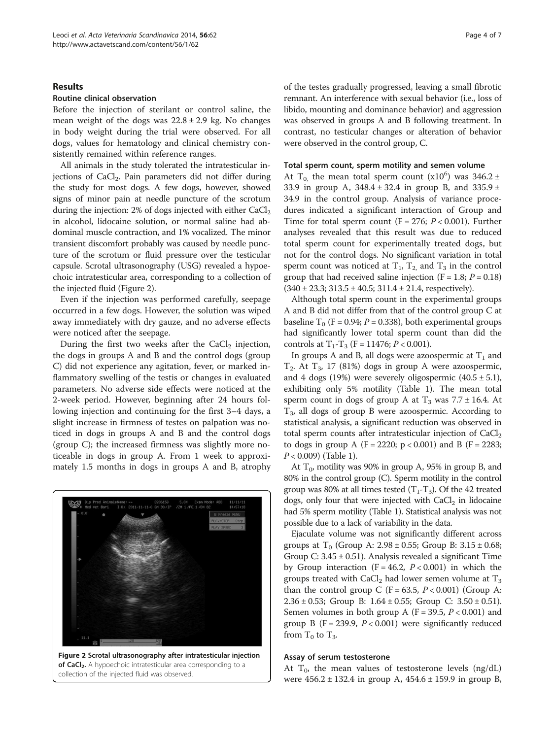## Results

### Routine clinical observation

Before the injection of sterilant or control saline, the mean weight of the dogs was 22.8 ± 2.9 kg. No changes in body weight during the trial were observed. For all dogs, values for hematology and clinical chemistry consistently remained within reference ranges.

All animals in the study tolerated the intratesticular injections of $CaCl_2$. Pain parameters did not differ during the study for most dogs. A few dogs, however, showed signs of minor pain at needle puncture of the scrotum during the injection: 2% of dogs injected with either $CaCl_2$ in alcohol, lidocaine solution, or normal saline had abdominal muscle contraction, and 1% vocalized. The minor transient discomfort probably was caused by needle puncture of the scrotum or fluid pressure over the testicular capsule. Scrotal ultrasonography (USG) revealed a hypoechoic intratesticular area, corresponding to a collection of the injected fluid (Figure 2).

Even if the injection was performed carefully, seepage occurred in a few dogs. However, the solution was wiped away immediately with dry gauze, and no adverse effects were noticed after the seepage.

During the first two weeks after the $CaCl_2$ injection, the dogs in groups A and B and the control dogs (group C) did not experience any agitation, fever, or marked inflammatory swelling of the testis or changes in evaluated parameters. No adverse side effects were noticed at the 2-week period. However, beginning after 24 hours following injection and continuing for the first 3–4 days, a slight increase in firmness of testes on palpation was noticed in dogs in groups A and B and the control dogs (group C); the increased firmness was slightly more noticeable in dogs in group A. From 1 week to approximately 1.5 months in dogs in groups A and B, atrophy of the testes gradually progressed, leaving a small fibrotic remnant. An interference with sexual behavior (i.e., loss of libido, mounting and dominance behavior) and aggression was observed in groups A and B following treatment. In contrast, no testicular changes or alteration of behavior were observed in the control group, C.

**Figure 2 Scrotal ultrasonography after intratesticular injection of $CaCl_2$.** A hypoechoic intratesticular area corresponding to a collection of the injected fluid was observed.

### Total sperm count, sperm motility and semen volume

At $T_0$, the mean total sperm count ($x10^6$) was 346.2 ± 33.9 in group A, 348.4 ± 32.4 in group B, and 335.9 ± 34.9 in the control group. Analysis of variance procedures indicated a significant interaction of Group and Time for total sperm count (F = 276; $P < 0.001$). Further analyses revealed that this result was due to reduced total sperm count for experimentally treated dogs, but not for the control dogs. No significant variation in total sperm count was noticed at $T_1$, $T_2$, and $T_3$ in the control group that had received saline injection (F = 1.8; $P = 0.18$) (340 ± 23.3; 313.5 ± 40.5; 311.4 ± 21.4, respectively).

Although total sperm count in the experimental groups A and B did not differ from that of the control group C at baseline $T_0$ (F = 0.94; $P = 0.338$), both experimental groups had significantly lower total sperm count than did the controls at $T_1$-$T_3$ (F = 11476; $P < 0.001$).

In groups A and B, all dogs were azoospermic at $T_1$ and $T_2$. At $T_3$, 17 (81%) dogs in group A were azoospermic, and 4 dogs (19%) were severely oligospermic (40.5 ± 5.1), exhibiting only 5% motility (Table 1). The mean total sperm count in dogs of group A at $T_3$ was 7.7 ± 16.4. At $T_3$, all dogs of group B were azoospermic. According to statistical analysis, a significant reduction was observed in total sperm counts after intratesticular injection of $CaCl_2$ to dogs in group A (F = 2220; $p < 0.001$) and B (F = 2283; $P < 0.009$) (Table 1).

At $T_0$, motility was 90% in group A, 95% in group B, and 80% in the control group (C). Sperm motility in the control group was 80% at all times tested ($T_1$-$T_3$). Of the 42 treated dogs, only four that were injected with $CaCl_2$ in lidocaine had 5% sperm motility (Table 1). Statistical analysis was not possible due to a lack of variability in the data.

Ejaculate volume was not significantly different across groups at $T_0$ (Group A: 2.98 ± 0.55; Group B: 3.15 ± 0.68; Group C: 3.45 ± 0.51). Analysis revealed a significant Time by Group interaction (F = 46.2, $P < 0.001$) in which the groups treated with $CaCl_2$ had lower semen volume at $T_3$ than the control group C (F = 63.5, $P < 0.001$) (Group A: 2.36 ± 0.53; Group B: 1.64 ± 0.55; Group C: 3.50 ± 0.51). Semen volumes in both group A (F = 39.5, $P < 0.001$) and group B (F = 239.9, $P < 0.001$) were significantly reduced from $T_0$ to $T_3$.

### Assay of serum testosterone

At $T_0$, the mean values of testosterone levels (ng/dL) were 456.2 ± 132.4 in group A, 454.6 ± 159.9 in group B,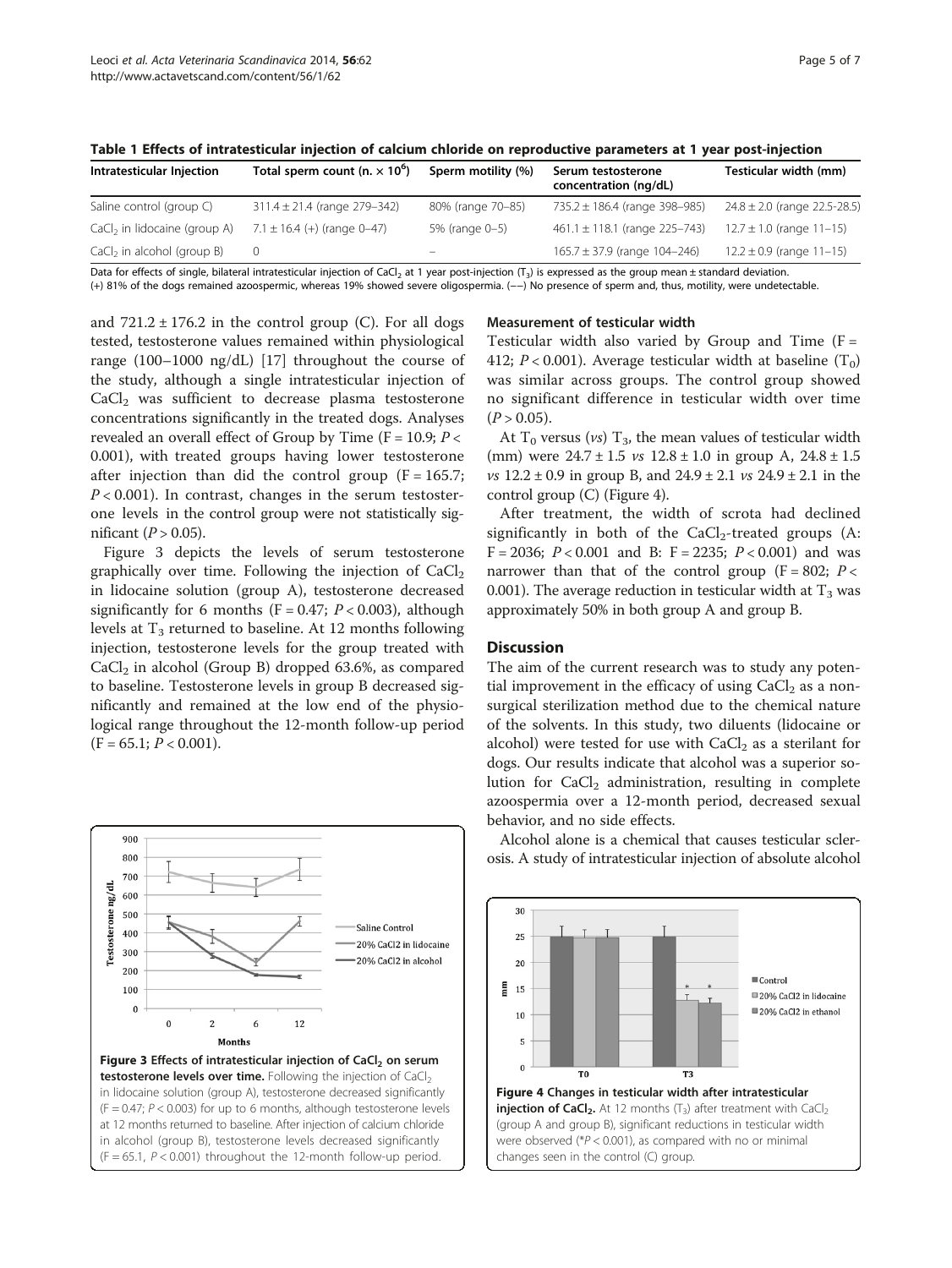**Table 1 Effects of intratesticular injection of calcium chloride on reproductive parameters at 1 year post-injection**

| Intratesticular Injection | Total sperm count (n. × $10^6$) | Sperm motility (%) | Serum testosterone concentration (ng/dL) | Testicular width (mm) |
|---|---|---|---|---|
| Saline control (group C) | 311.4 ± 21.4 (range 279–342) | 80% (range 70–85) | 735.2 ± 186.4 (range 398–985) | 24.8 ± 2.0 (range 22.5-28.5) |
| $CaCl_2$ in lidocaine (group A) | 7.1 ± 16.4 (+) (range 0–47) | 5% (range 0–5) | 461.1 ± 118.1 (range 225–743) | 12.7 ± 1.0 (range 11–15) |
| $CaCl_2$ in alcohol (group B) | 0 | – | 165.7 ± 37.9 (range 104–246) | 12.2 ± 0.9 (range 11–15) |

Data for effects of single, bilateral intratesticular injection of $CaCl_2$ at 1 year post-injection ($T_3$) is expressed as the group mean ± standard deviation.
(+) 81% of the dogs remained azoospermic, whereas 19% showed severe oligospermia. (––) No presence of sperm and, thus, motility, were undetectable.

and 721.2 ± 176.2 in the control group (C). For all dogs tested, testosterone values remained within physiological range (100–1000 ng/dL) [17] throughout the course of the study, although a single intratesticular injection of $CaCl_2$ was sufficient to decrease plasma testosterone concentrations significantly in the treated dogs. Analyses revealed an overall effect of Group by Time ($F = 10.9$; $P < 0.001$), with treated groups having lower testosterone after injection than did the control group ($F = 165.7$; $P < 0.001$). In contrast, changes in the serum testosterone levels in the control group were not statistically significant ($P > 0.05$).

Figure 3 depicts the levels of serum testosterone graphically over time. Following the injection of $CaCl_2$ in lidocaine solution (group A), testosterone decreased significantly for 6 months ($F = 0.47$; $P < 0.003$), although levels at $T_3$ returned to baseline. At 12 months following injection, testosterone levels for the group treated with $CaCl_2$ in alcohol (Group B) dropped 63.6%, as compared to baseline. Testosterone levels in group B decreased significantly and remained at the low end of the physiological range throughout the 12-month follow-up period ($F = 65.1$; $P < 0.001$).

**Figure 3 Effects of intratesticular injection of $CaCl_2$ on serum testosterone levels over time.** Following the injection of $CaCl_2$ in lidocaine solution (group A), testosterone decreased significantly ($F = 0.47$; $P < 0.003$) for up to 6 months, although testosterone levels at 12 months returned to baseline. After injection of calcium chloride in alcohol (group B), testosterone levels decreased significantly ($F = 65.1$, $P < 0.001$) throughout the 12-month follow-up period.

### Measurement of testicular width

Testicular width also varied by Group and Time ($F = 412$; $P < 0.001$). Average testicular width at baseline ($T_0$) was similar across groups. The control group showed no significant difference in testicular width over time ($P > 0.05$).

At $T_0$ versus (*vs*) $T_3$, the mean values of testicular width (mm) were 24.7 ± 1.5 *vs* 12.8 ± 1.0 in group A, 24.8 ± 1.5 *vs* 12.2 ± 0.9 in group B, and 24.9 ± 2.1 *vs* 24.9 ± 2.1 in the control group (C) (Figure 4).

After treatment, the width of scrota had declined significantly in both of the $CaCl_2$-treated groups (A: $F = 2036$; $P < 0.001$ and B: $F = 2235$; $P < 0.001$) and was narrower than that of the control group ($F = 802$; $P < 0.001$). The average reduction in testicular width at $T_3$ was approximately 50% in both group A and group B.

## Discussion

The aim of the current research was to study any potential improvement in the efficacy of using $CaCl_2$ as a non-surgical sterilization method due to the chemical nature of the solvents. In this study, two diluents (lidocaine or alcohol) were tested for use with $CaCl_2$ as a sterilant for dogs. Our results indicate that alcohol was a superior solution for $CaCl_2$ administration, resulting in complete azoospermia over a 12-month period, decreased sexual behavior, and no side effects.

Alcohol alone is a chemical that causes testicular sclerosis. A study of intratesticular injection of absolute alcohol

**Figure 4 Changes in testicular width after intratesticular injection of $CaCl_2$.** At 12 months ($T_3$) after treatment with $CaCl_2$ (group A and group B), significant reductions in testicular width were observed (\*$P < 0.001$), as compared with no or minimal changes seen in the control (C) group.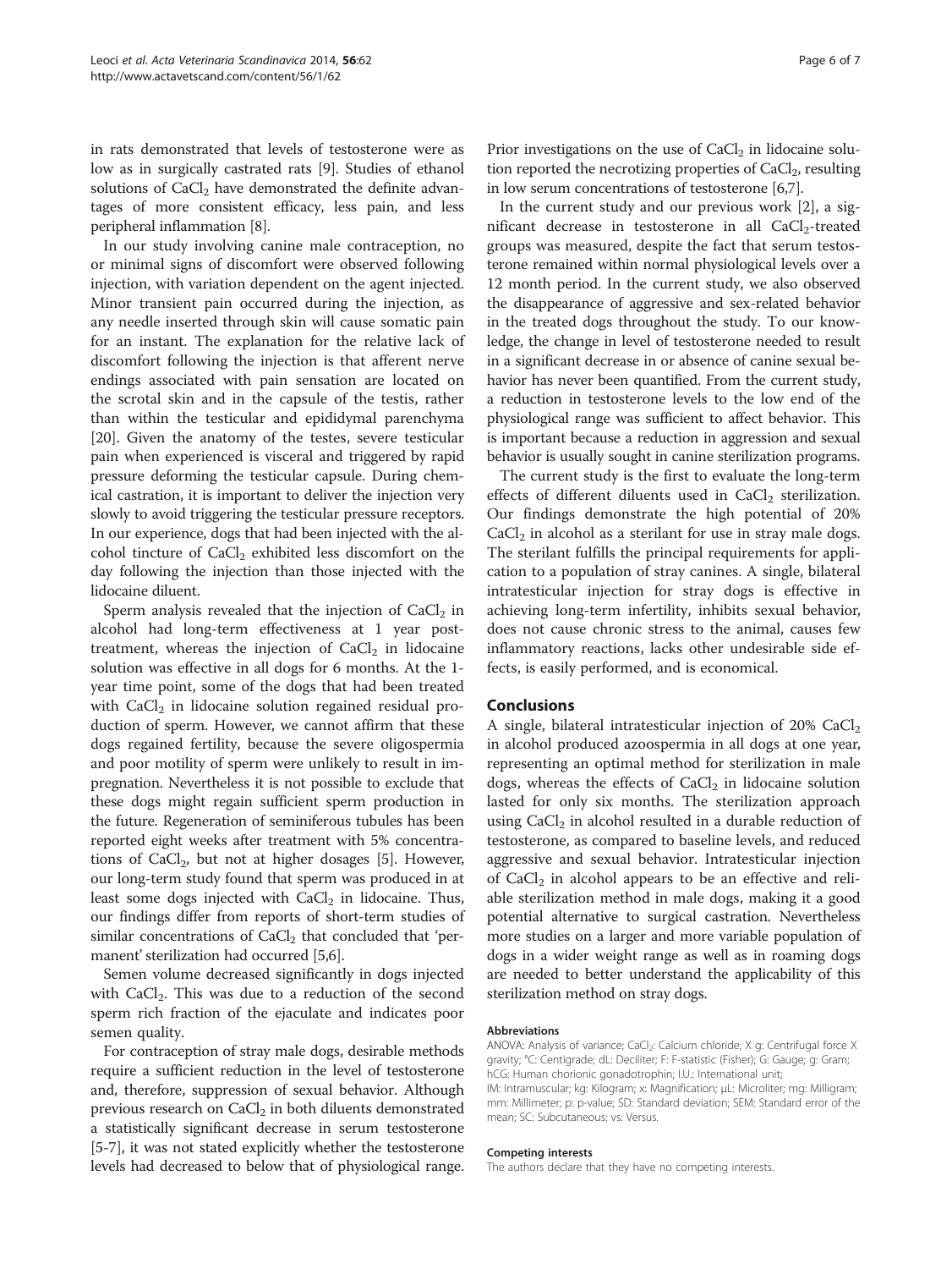in rats demonstrated that levels of testosterone were as low as in surgically castrated rats [9]. Studies of ethanol solutions of $CaCl_2$ have demonstrated the definite advantages of more consistent efficacy, less pain, and less peripheral inflammation [8].

In our study involving canine male contraception, no or minimal signs of discomfort were observed following injection, with variation dependent on the agent injected. Minor transient pain occurred during the injection, as any needle inserted through skin will cause somatic pain for an instant. The explanation for the relative lack of discomfort following the injection is that afferent nerve endings associated with pain sensation are located on the scrotal skin and in the capsule of the testis, rather than within the testicular and epididymal parenchyma [20]. Given the anatomy of the testes, severe testicular pain when experienced is visceral and triggered by rapid pressure deforming the testicular capsule. During chemical castration, it is important to deliver the injection very slowly to avoid triggering the testicular pressure receptors. In our experience, dogs that had been injected with the alcohol tincture of $CaCl_2$ exhibited less discomfort on the day following the injection than those injected with the lidocaine diluent.

Sperm analysis revealed that the injection of $CaCl_2$ in alcohol had long-term effectiveness at 1 year post-treatment, whereas the injection of $CaCl_2$ in lidocaine solution was effective in all dogs for 6 months. At the 1-year time point, some of the dogs that had been treated with $CaCl_2$ in lidocaine solution regained residual production of sperm. However, we cannot affirm that these dogs regained fertility, because the severe oligospermia and poor motility of sperm were unlikely to result in impregnation. Nevertheless it is not possible to exclude that these dogs might regain sufficient sperm production in the future. Regeneration of seminiferous tubules has been reported eight weeks after treatment with 5% concentrations of $CaCl_2$, but not at higher dosages [5]. However, our long-term study found that sperm was produced in at least some dogs injected with $CaCl_2$ in lidocaine. Thus, our findings differ from reports of short-term studies of similar concentrations of $CaCl_2$ that concluded that 'permanent' sterilization had occurred [5,6].

Semen volume decreased significantly in dogs injected with $CaCl_2$. This was due to a reduction of the second sperm rich fraction of the ejaculate and indicates poor semen quality.

For contraception of stray male dogs, desirable methods require a sufficient reduction in the level of testosterone and, therefore, suppression of sexual behavior. Although previous research on $CaCl_2$ in both diluents demonstrated a statistically significant decrease in serum testosterone [5-7], it was not stated explicitly whether the testosterone levels had decreased to below that of physiological range. Prior investigations on the use of $CaCl_2$ in lidocaine solution reported the necrotizing properties of $CaCl_2$, resulting in low serum concentrations of testosterone [6,7].

In the current study and our previous work [2], a significant decrease in testosterone in all $CaCl_2$-treated groups was measured, despite the fact that serum testosterone remained within normal physiological levels over a 12 month period. In the current study, we also observed the disappearance of aggressive and sex-related behavior in the treated dogs throughout the study. To our knowledge, the change in level of testosterone needed to result in a significant decrease in or absence of canine sexual behavior has never been quantified. From the current study, a reduction in testosterone levels to the low end of the physiological range was sufficient to affect behavior. This is important because a reduction in aggression and sexual behavior is usually sought in canine sterilization programs.

The current study is the first to evaluate the long-term effects of different diluents used in $CaCl_2$ sterilization. Our findings demonstrate the high potential of 20% $CaCl_2$ in alcohol as a sterilant for use in stray male dogs. The sterilant fulfills the principal requirements for application to a population of stray canines. A single, bilateral intratesticular injection for stray dogs is effective in achieving long-term infertility, inhibits sexual behavior, does not cause chronic stress to the animal, causes few inflammatory reactions, lacks other undesirable side effects, is easily performed, and is economical.

## Conclusions

A single, bilateral intratesticular injection of 20% $CaCl_2$ in alcohol produced azoospermia in all dogs at one year, representing an optimal method for sterilization in male dogs, whereas the effects of $CaCl_2$ in lidocaine solution lasted for only six months. The sterilization approach using $CaCl_2$ in alcohol resulted in a durable reduction of testosterone, as compared to baseline levels, and reduced aggressive and sexual behavior. Intratesticular injection of $CaCl_2$ in alcohol appears to be an effective and reliable sterilization method in male dogs, making it a good potential alternative to surgical castration. Nevertheless more studies on a larger and more variable population of dogs in a wider weight range as well as in roaming dogs are needed to better understand the applicability of this sterilization method on stray dogs.

#### Abbreviations

ANOVA: Analysis of variance; $CaCl_2$: Calcium chloride; X g: Centrifugal force X gravity; °C: Centigrade; dL: Deciliter; F: F-statistic (Fisher); G: Gauge; g: Gram; hCG: Human chorionic gonadotrophin; I.U.: International unit; IM: Intramuscular; kg: Kilogram; x: Magnification; μL: Microliter; mg: Milligram; mm: Millimeter; p: p-value; SD: Standard deviation; SEM: Standard error of the mean; SC: Subcutaneous; vs: Versus.

#### Competing interests

The authors declare that they have no competing interests.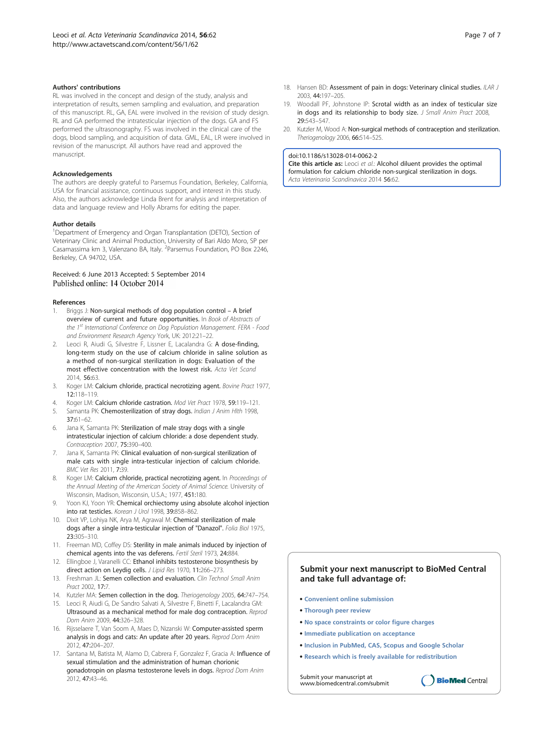### Authors' contributions

RL was involved in the concept and design of the study, analysis and interpretation of results, semen sampling and evaluation, and preparation of this manuscript. RL, GA, EAL were involved in the revision of study design. RL and GA performed the intratesticular injection of the dogs. GA and FS performed the ultrasonography. FS was involved in the clinical care of the dogs, blood sampling, and acquisition of data. GML, EAL, LR were involved in revision of the manuscript. All authors have read and approved the manuscript.

### Acknowledgements

The authors are deeply grateful to Parsemus Foundation, Berkeley, California, USA for financial assistance, continuous support, and interest in this study. Also, the authors acknowledge Linda Brent for analysis and interpretation of data and language review and Holly Abrams for editing the paper.

### Author details

[1]Department of Emergency and Organ Transplantation (DETO), Section of Veterinary Clinic and Animal Production, University of Bari Aldo Moro, SP per Casamassima km 3, Valenzano BA, Italy. [2]Parsemus Foundation, PO Box 2246, Berkeley, CA 94702, USA.

Received: 6 June 2013 Accepted: 5 September 2014
Published online: 14 October 2014

### References

1. Briggs J: **Non-surgical methods of dog population control – A brief overview of current and future opportunities.** In *Book of Abstracts of the 1st International Conference on Dog Population Management. FERA - Food and Environment Research Agency* York, UK: 2012:21–22.
2. Leoci R, Aiudi G, Silvestre F, Lissner E, Lacalandra G: **A dose-finding, long-term study on the use of calcium chloride in saline solution as a method of non-surgical sterilization in dogs: Evaluation of the most effective concentration with the lowest risk.** *Acta Vet Scand* 2014, **56:**63.
3. Koger LM: **Calcium chloride, practical necrotizing agent.** *Bovine Pract* 1977, **12:**118–119.
4. Koger LM: **Calcium chloride castration.** *Mod Vet Pract* 1978, **59:**119–121.
5. Samanta PK: **Chemosterilization of stray dogs.** *Indian J Anim Hlth* 1998, **37:**61–62.
6. Jana K, Samanta PK: **Sterilization of male stray dogs with a single intratesticular injection of calcium chloride: a dose dependent study.** *Contraception* 2007, **75:**390–400.
7. Jana K, Samanta PK: **Clinical evaluation of non-surgical sterilization of male cats with single intra-testicular injection of calcium chloride.** *BMC Vet Res* 2011, **7:**39.
8. Koger LM: **Calcium chloride, practical necrotizing agent.** In *Proceedings of the Annual Meeting of the American Society of Animal Science.* University of Wisconsin, Madison, Wisconsin, U.S.A.; 1977, **451:**180.
9. Yoon KJ, Yoon YR: **Chemical orchiectomy using absolute alcohol injection into rat testicles.** *Korean J Urol* 1998, **39:**858–862.
10. Dixit VP, Lohiya NK, Arya M, Agrawal M: **Chemical sterilization of male dogs after a single intra-testicular injection of "Danazol".** *Folia Biol* 1975, **23:**305–310.
11. Freeman MD, Coffey DS: **Sterility in male animals induced by injection of chemical agents into the vas deferens.** *Fertil Steril* 1973, **24:**884.
12. Ellingboe J, Varanelli CC: **Ethanol inhibits testosterone biosynthesis by direct action on Leydig cells.** *J Lipid Res* 1970, **11:**266–273.
13. Freshman JL: **Semen collection and evaluation.** *Clin Technol Small Anim Pract* 2002, **17:**7.
14. Kutzler MA: **Semen collection in the dog.** *Theriogenology* 2005, **64:**747–754.
15. Leoci R, Aiudi G, De Sandro Salvati A, Silvestre F, Binetti F, Lacalandra GM: **Ultrasound as a mechanical method for male dog contraception.** *Reprod Dom Anim* 2009, **44:**326–328.
16. Rijsselaere T, Van Soom A, Maes D, Nizanski W: **Computer-assisted sperm analysis in dogs and cats: An update after 20 years.** *Reprod Dom Anim* 2012, **47:**204–207.
17. Santana M, Batista M, Alamo D, Cabrera F, Gonzalez F, Gracia A: **Influence of sexual stimulation and the administration of human chorionic gonadotropin on plasma testosterone levels in dogs.** *Reprod Dom Anim* 2012, **47:**43–46.
18. Hansen BD: **Assessment of pain in dogs: Veterinary clinical studies.** *ILAR J* 2003, **44:**197–205.
19. Woodall PF, Johnstone IP: **Scrotal width as an index of testicular size in dogs and its relationship to body size.** *J Small Anim Pract* 2008, **29:**543–547.
20. Kutzler M, Wood A: **Non-surgical methods of contraception and sterilization.** *Theriogenology* 2006, **66:**514–525.

doi:10.1186/s13028-014-0062-2
**Cite this article as:** Leoci *et al.*: Alcohol diluent provides the optimal formulation for calcium chloride non-surgical sterilization in dogs. *Acta Veterinaria Scandinavica* 2014 **56**:62.

**Submit your next manuscript to BioMed Central and take full advantage of:**

- **Convenient online submission**
- **Thorough peer review**
- **No space constraints or color figure charges**
- **Immediate publication on acceptance**
- **Inclusion in PubMed, CAS, Scopus and Google Scholar**
- **Research which is freely available for redistribution**

Submit your manuscript at
www.biomedcentral.com/submit

BioMed Central